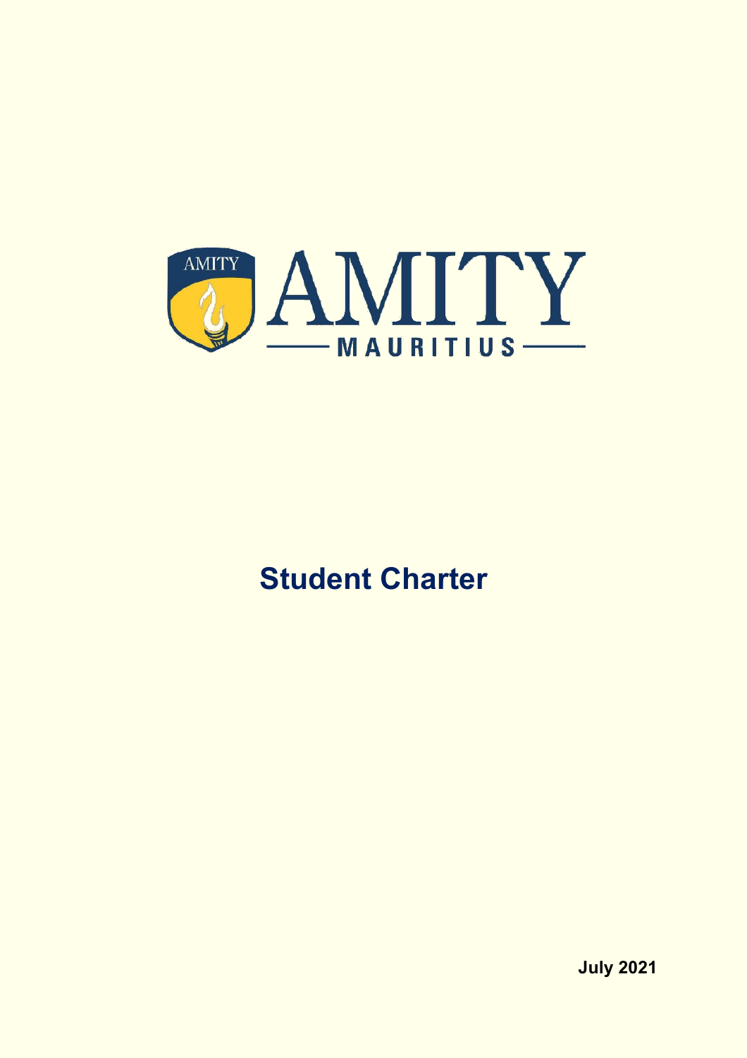AMITY

AMITY MAURITIUS

# Student Charter

**July 2021**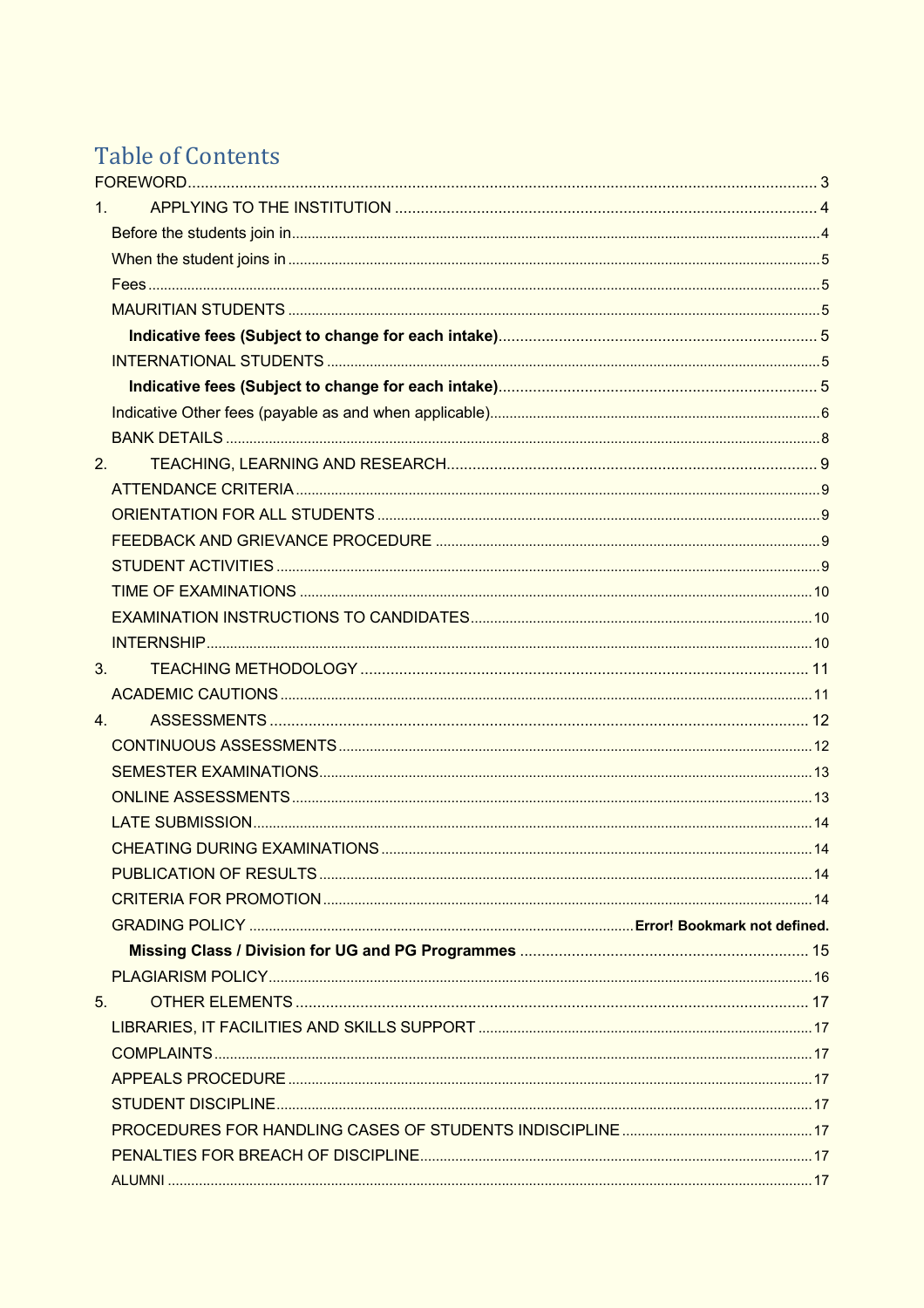# Table of Contents

FOREWORD ........ 3

1. APPLYING TO THE INSTITUTION ........ 4
   - Before the students join in ........ 4
   - When the student joins in ........ 5
   - Fees ........ 5
   - MAURITIAN STUDENTS ........ 5
     - **Indicative fees (Subject to change for each intake)** ........ 5
   - INTERNATIONAL STUDENTS ........ 5
     - **Indicative fees (Subject to change for each intake)** ........ 5
   - Indicative Other fees (payable as and when applicable) ........ 6
   - BANK DETAILS ........ 8
2. TEACHING, LEARNING AND RESEARCH ........ 9
   - ATTENDANCE CRITERIA ........ 9
   - ORIENTATION FOR ALL STUDENTS ........ 9
   - FEEDBACK AND GRIEVANCE PROCEDURE ........ 9
   - STUDENT ACTIVITIES ........ 9
   - TIME OF EXAMINATIONS ........ 10
   - EXAMINATION INSTRUCTIONS TO CANDIDATES ........ 10
   - INTERNSHIP ........ 10
3. TEACHING METHODOLOGY ........ 11
   - ACADEMIC CAUTIONS ........ 11
4. ASSESSMENTS ........ 12
   - CONTINUOUS ASSESSMENTS ........ 12
   - SEMESTER EXAMINATIONS ........ 13
   - ONLINE ASSESSMENTS ........ 13
   - LATE SUBMISSION ........ 14
   - CHEATING DURING EXAMINATIONS ........ 14
   - PUBLICATION OF RESULTS ........ 14
   - CRITERIA FOR PROMOTION ........ 14
   - GRADING POLICY ........ **Error! Bookmark not defined.**
     - **Missing Class / Division for UG and PG Programmes** ........ 15
   - PLAGIARISM POLICY ........ 16
5. OTHER ELEMENTS ........ 17
   - LIBRARIES, IT FACILITIES AND SKILLS SUPPORT ........ 17
   - COMPLAINTS ........ 17
   - APPEALS PROCEDURE ........ 17
   - STUDENT DISCIPLINE ........ 17
   - PROCEDURES FOR HANDLING CASES OF STUDENTS INDISCIPLINE ........ 17
   - PENALTIES FOR BREACH OF DISCIPLINE ........ 17
   - ALUMNI ........ 17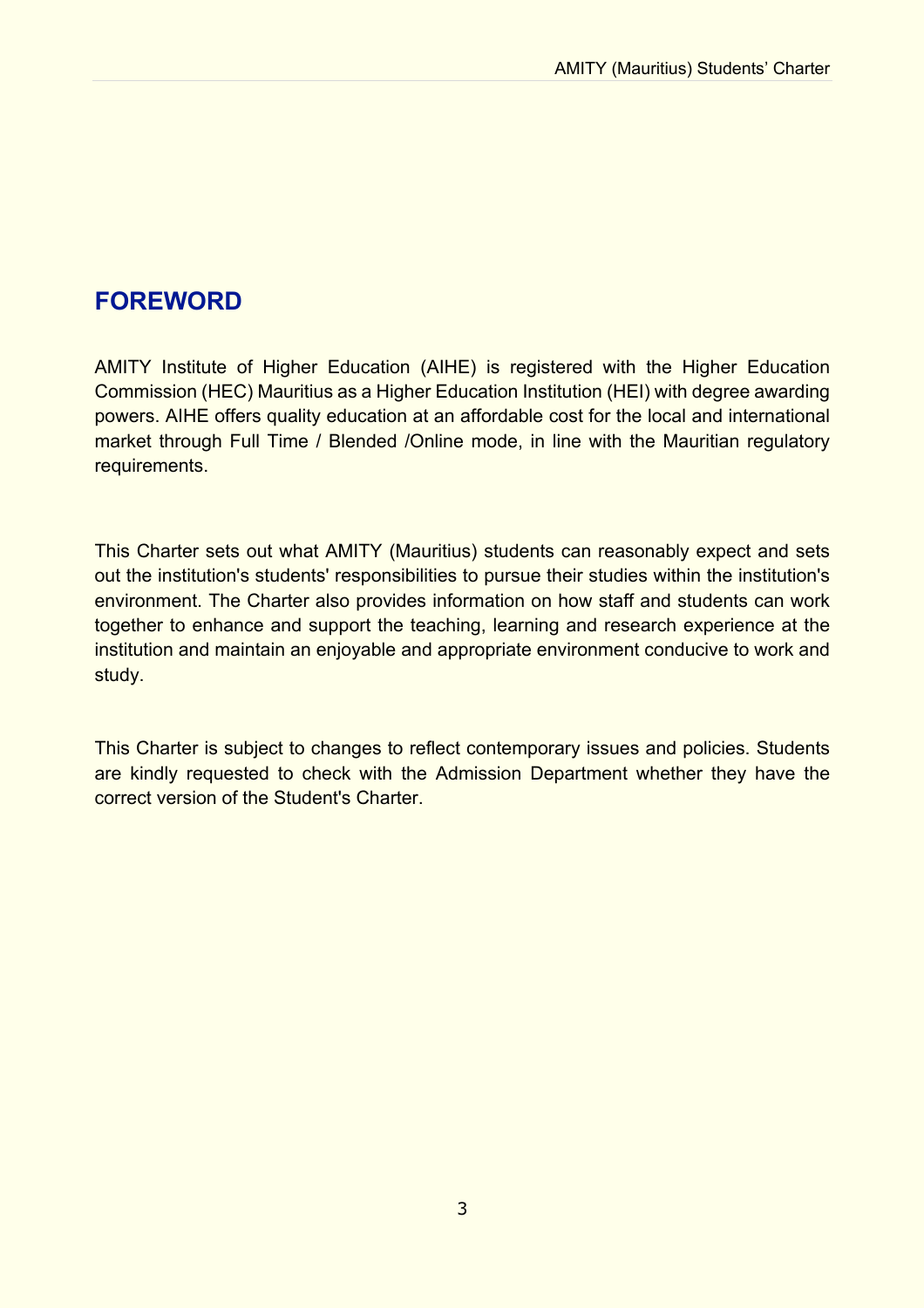## FOREWORD

AMITY Institute of Higher Education (AIHE) is registered with the Higher Education Commission (HEC) Mauritius as a Higher Education Institution (HEI) with degree awarding powers. AIHE offers quality education at an affordable cost for the local and international market through Full Time / Blended /Online mode, in line with the Mauritian regulatory requirements.

This Charter sets out what AMITY (Mauritius) students can reasonably expect and sets out the institution's students' responsibilities to pursue their studies within the institution's environment. The Charter also provides information on how staff and students can work together to enhance and support the teaching, learning and research experience at the institution and maintain an enjoyable and appropriate environment conducive to work and study.

This Charter is subject to changes to reflect contemporary issues and policies. Students are kindly requested to check with the Admission Department whether they have the correct version of the Student's Charter.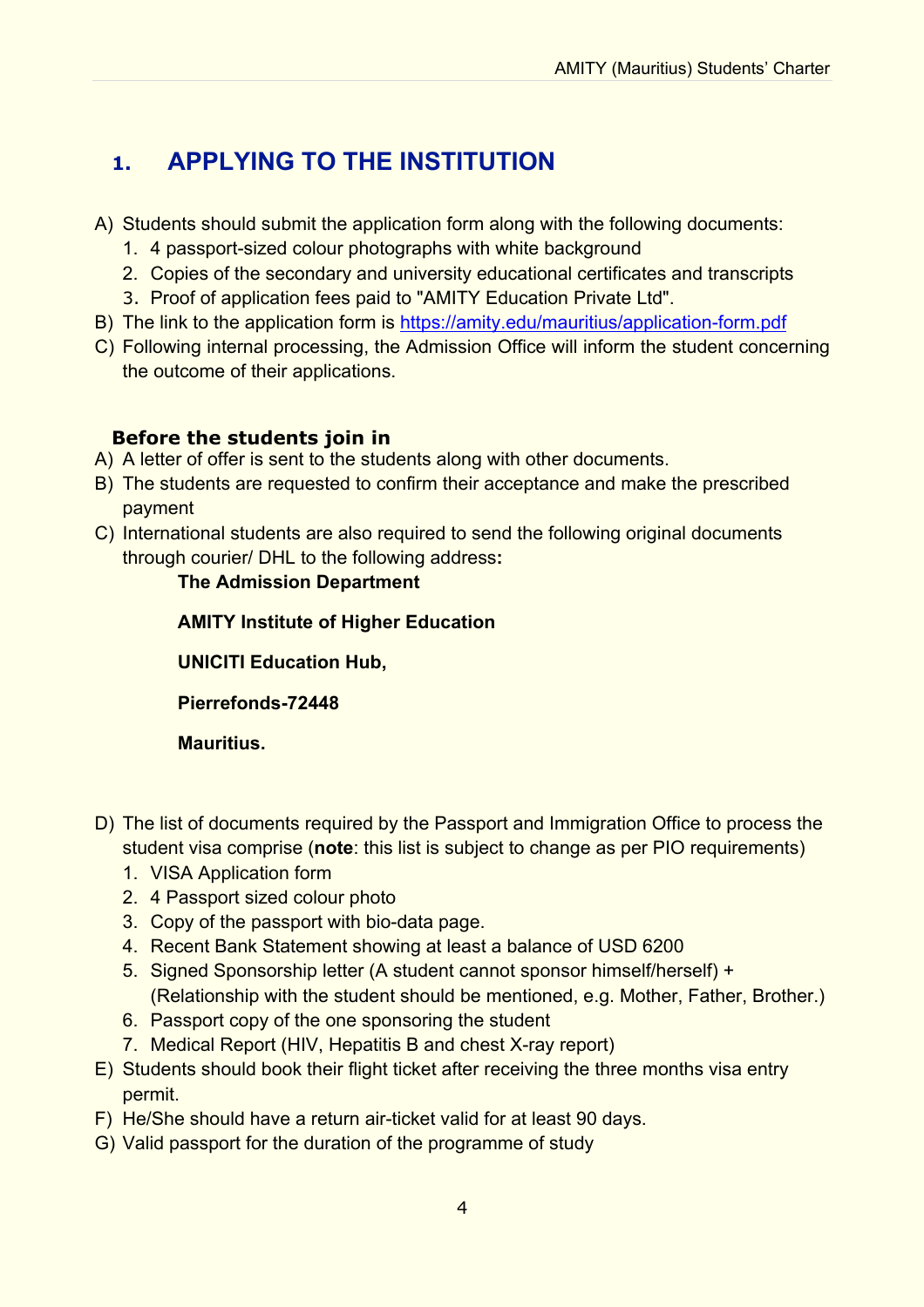# 1. APPLYING TO THE INSTITUTION

A) Students should submit the application form along with the following documents:
   1. 4 passport-sized colour photographs with white background
   2. Copies of the secondary and university educational certificates and transcripts
   3. Proof of application fees paid to "AMITY Education Private Ltd".

B) The link to the application form is [https://amity.edu/mauritius/application-form.pdf](https://amity.edu/mauritius/application-form.pdf)

C) Following internal processing, the Admission Office will inform the student concerning the outcome of their applications.

### Before the students join in

A) A letter of offer is sent to the students along with other documents.

B) The students are requested to confirm their acceptance and make the prescribed payment

C) International students are also required to send the following original documents through courier/ DHL to the following address:

   **The Admission Department**

   **AMITY Institute of Higher Education**

   **UNICITI Education Hub,**

   **Pierrefonds-72448**

   **Mauritius.**

D) The list of documents required by the Passport and Immigration Office to process the student visa comprise (**note**: this list is subject to change as per PIO requirements)
   1. VISA Application form
   2. 4 Passport sized colour photo
   3. Copy of the passport with bio-data page.
   4. Recent Bank Statement showing at least a balance of USD 6200
   5. Signed Sponsorship letter (A student cannot sponsor himself/herself) + (Relationship with the student should be mentioned, e.g. Mother, Father, Brother.)
   6. Passport copy of the one sponsoring the student
   7. Medical Report (HIV, Hepatitis B and chest X-ray report)

E) Students should book their flight ticket after receiving the three months visa entry permit.

F) He/She should have a return air-ticket valid for at least 90 days.

G) Valid passport for the duration of the programme of study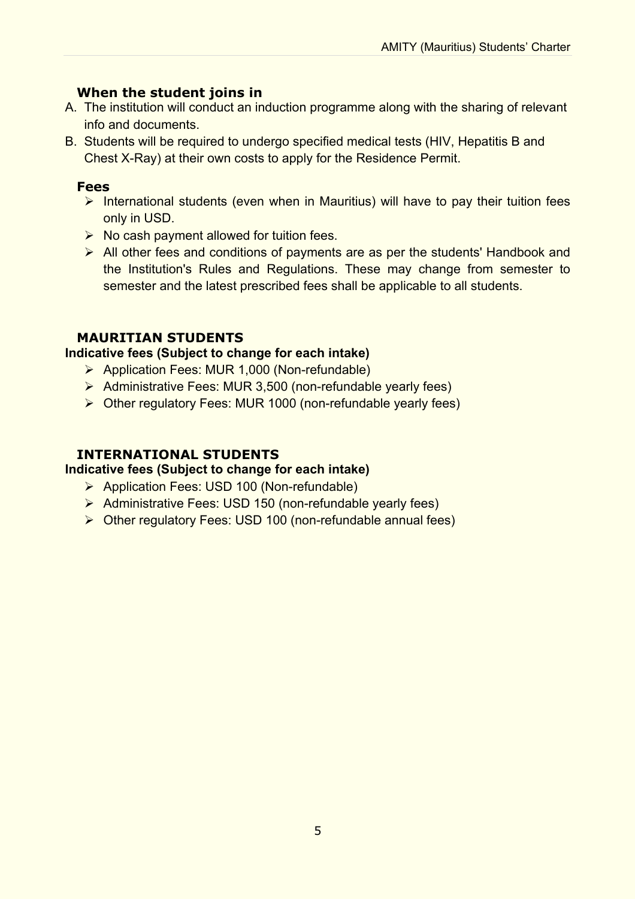### When the student joins in

A. The institution will conduct an induction programme along with the sharing of relevant info and documents.

B. Students will be required to undergo specified medical tests (HIV, Hepatitis B and Chest X-Ray) at their own costs to apply for the Residence Permit.

### Fees

- International students (even when in Mauritius) will have to pay their tuition fees only in USD.
- No cash payment allowed for tuition fees.
- All other fees and conditions of payments are as per the students' Handbook and the Institution's Rules and Regulations. These may change from semester to semester and the latest prescribed fees shall be applicable to all students.

### MAURITIAN STUDENTS

**Indicative fees (Subject to change for each intake)**

- Application Fees: MUR 1,000 (Non-refundable)
- Administrative Fees: MUR 3,500 (non-refundable yearly fees)
- Other regulatory Fees: MUR 1000 (non-refundable yearly fees)

### INTERNATIONAL STUDENTS

**Indicative fees (Subject to change for each intake)**

- Application Fees: USD 100 (Non-refundable)
- Administrative Fees: USD 150 (non-refundable yearly fees)
- Other regulatory Fees: USD 100 (non-refundable annual fees)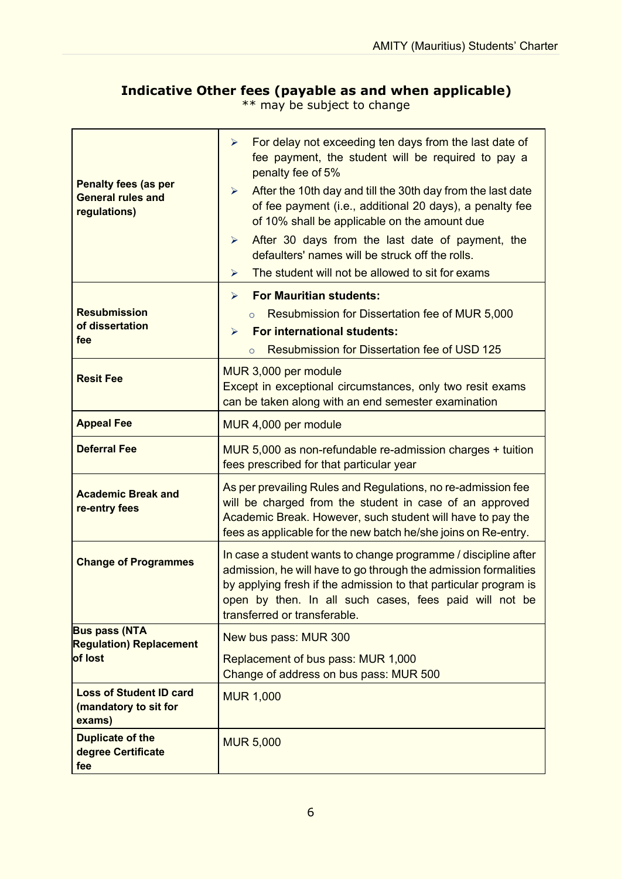## Indicative Other fees (payable as and when applicable)

** may be subject to change

| | |
|---|---|
| **Penalty fees (as per General rules and regulations)** | ➢ For delay not exceeding ten days from the last date of fee payment, the student will be required to pay a penalty fee of 5%<br>➢ After the 10th day and till the 30th day from the last date of fee payment (i.e., additional 20 days), a penalty fee of 10% shall be applicable on the amount due<br>➢ After 30 days from the last date of payment, the defaulters' names will be struck off the rolls.<br>➢ The student will not be allowed to sit for exams |
| **Resubmission of dissertation fee** | ➢ **For Mauritian students:**<br>o Resubmission for Dissertation fee of MUR 5,000<br>➢ **For international students:**<br>o Resubmission for Dissertation fee of USD 125 |
| **Resit Fee** | MUR 3,000 per module<br>Except in exceptional circumstances, only two resit exams can be taken along with an end semester examination |
| **Appeal Fee** | MUR 4,000 per module |
| **Deferral Fee** | MUR 5,000 as non-refundable re-admission charges + tuition fees prescribed for that particular year |
| **Academic Break and re-entry fees** | As per prevailing Rules and Regulations, no re-admission fee will be charged from the student in case of an approved Academic Break. However, such student will have to pay the fees as applicable for the new batch he/she joins on Re-entry. |
| **Change of Programmes** | In case a student wants to change programme / discipline after admission, he will have to go through the admission formalities by applying fresh if the admission to that particular program is open by then. In all such cases, fees paid will not be transferred or transferable. |
| **Bus pass (NTA Regulation) Replacement of lost** | New bus pass: MUR 300<br>Replacement of bus pass: MUR 1,000<br>Change of address on bus pass: MUR 500 |
| **Loss of Student ID card (mandatory to sit for exams)** | MUR 1,000 |
| **Duplicate of the degree Certificate fee** | MUR 5,000 |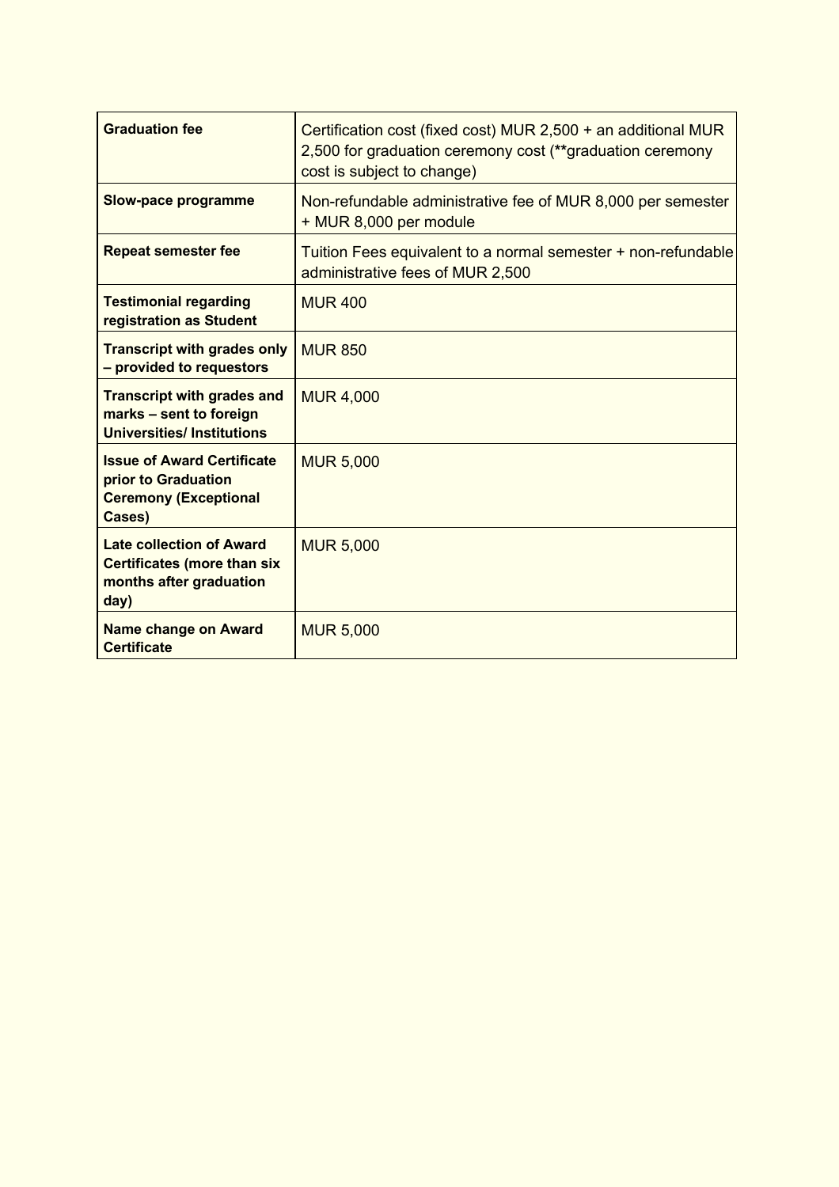| **Graduation fee** | Certification cost (fixed cost) MUR 2,500 + an additional MUR 2,500 for graduation ceremony cost (**graduation ceremony cost is subject to change) |
|---|---|
| **Slow-pace programme** | Non-refundable administrative fee of MUR 8,000 per semester + MUR 8,000 per module |
| **Repeat semester fee** | Tuition Fees equivalent to a normal semester + non-refundable administrative fees of MUR 2,500 |
| **Testimonial regarding registration as Student** | MUR 400 |
| **Transcript with grades only – provided to requestors** | MUR 850 |
| **Transcript with grades and marks – sent to foreign Universities/ Institutions** | MUR 4,000 |
| **Issue of Award Certificate prior to Graduation Ceremony (Exceptional Cases)** | MUR 5,000 |
| **Late collection of Award Certificates (more than six months after graduation day)** | MUR 5,000 |
| **Name change on Award Certificate** | MUR 5,000 |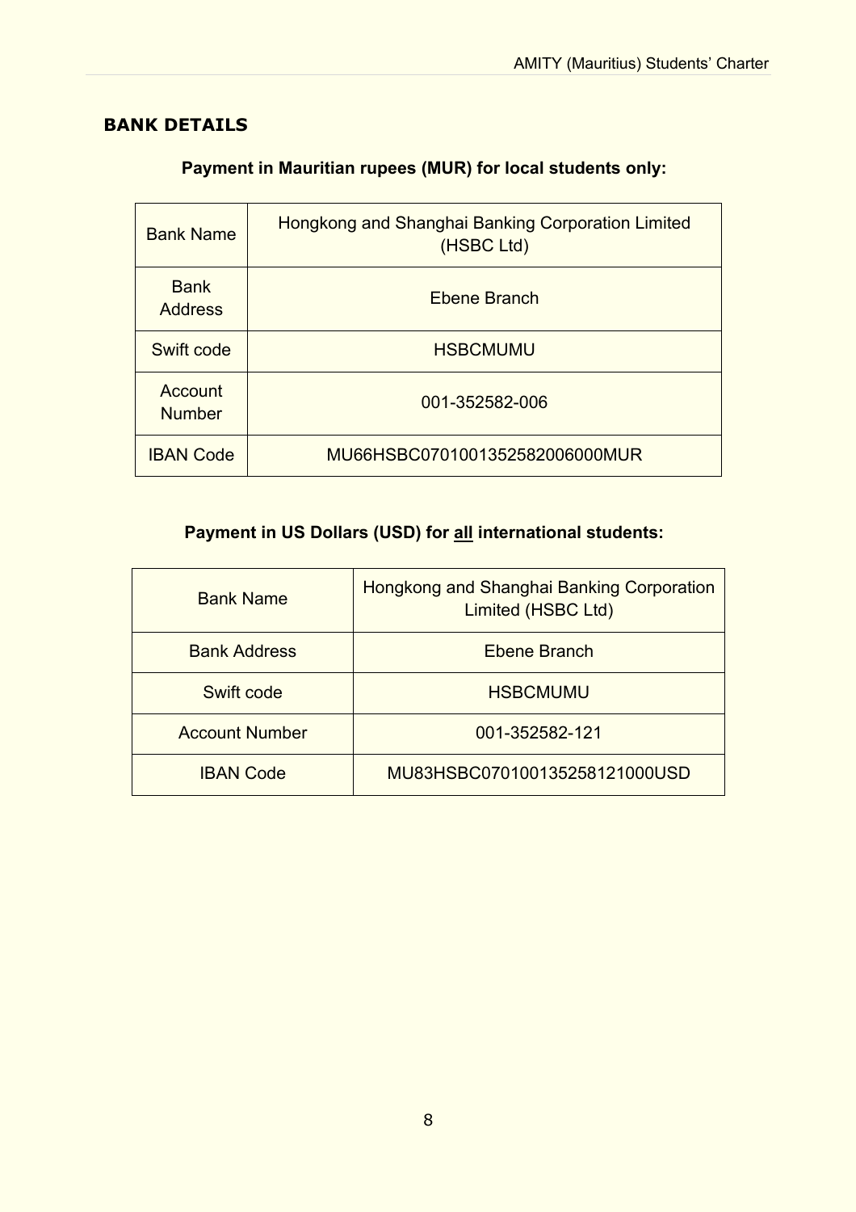## BANK DETAILS

**Payment in Mauritian rupees (MUR) for local students only:**

| Bank Name | Hongkong and Shanghai Banking Corporation Limited (HSBC Ltd) |
|---|---|
| Bank Address | Ebene Branch |
| Swift code | HSBCMUMU |
| Account Number | 001-352582-006 |
| IBAN Code | MU66HSBC0701001352582006000MUR |

**Payment in US Dollars (USD) for <u>all</u> international students:**

| Bank Name | Hongkong and Shanghai Banking Corporation Limited (HSBC Ltd) |
|---|---|
| Bank Address | Ebene Branch |
| Swift code | HSBCMUMU |
| Account Number | 001-352582-121 |
| IBAN Code | MU83HSBC070100135258121000USD |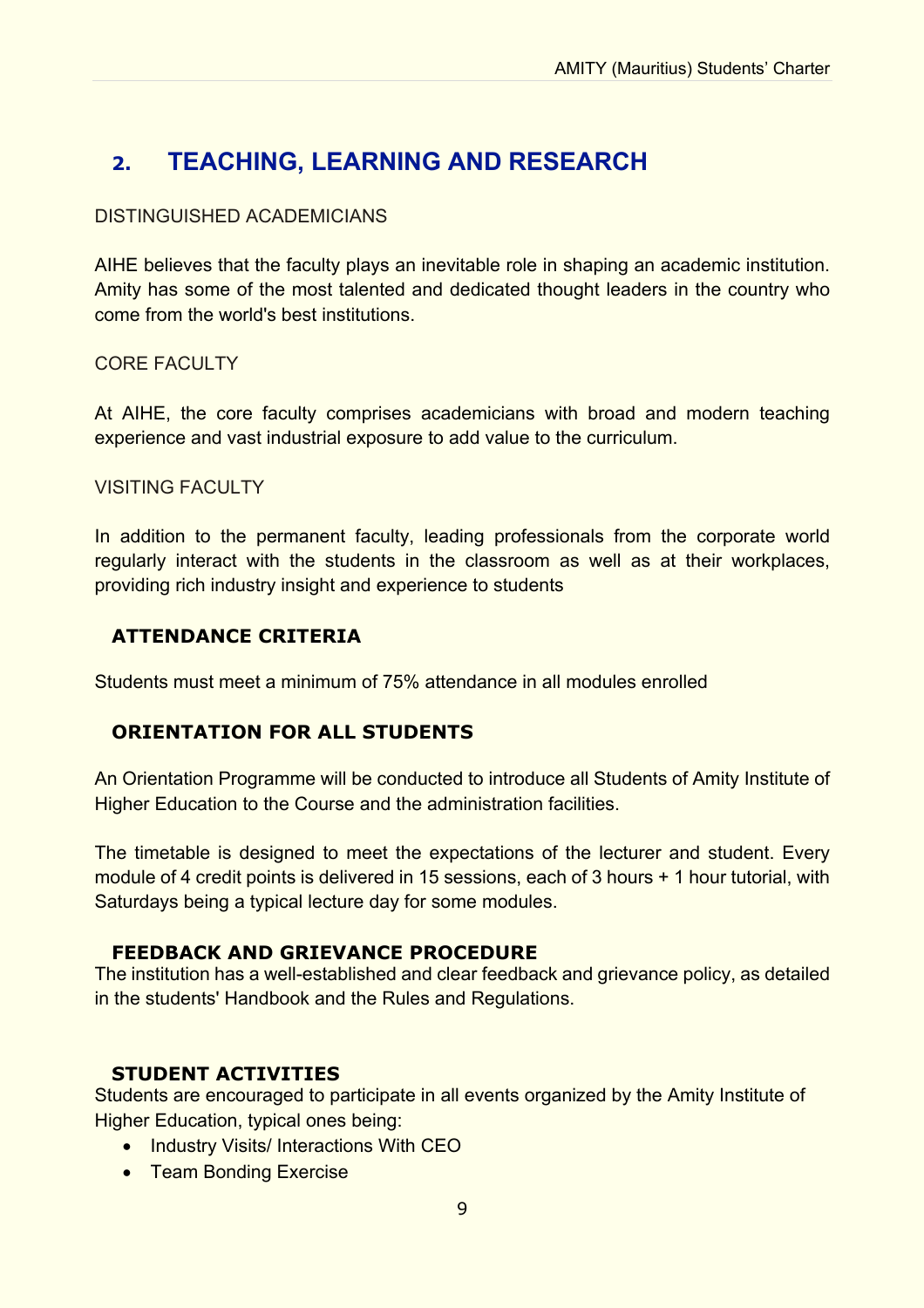## 2. TEACHING, LEARNING AND RESEARCH

DISTINGUISHED ACADEMICIANS

AIHE believes that the faculty plays an inevitable role in shaping an academic institution. Amity has some of the most talented and dedicated thought leaders in the country who come from the world's best institutions.

CORE FACULTY

At AIHE, the core faculty comprises academicians with broad and modern teaching experience and vast industrial exposure to add value to the curriculum.

VISITING FACULTY

In addition to the permanent faculty, leading professionals from the corporate world regularly interact with the students in the classroom as well as at their workplaces, providing rich industry insight and experience to students

### ATTENDANCE CRITERIA

Students must meet a minimum of 75% attendance in all modules enrolled

### ORIENTATION FOR ALL STUDENTS

An Orientation Programme will be conducted to introduce all Students of Amity Institute of Higher Education to the Course and the administration facilities.

The timetable is designed to meet the expectations of the lecturer and student. Every module of 4 credit points is delivered in 15 sessions, each of 3 hours + 1 hour tutorial, with Saturdays being a typical lecture day for some modules.

### FEEDBACK AND GRIEVANCE PROCEDURE

The institution has a well-established and clear feedback and grievance policy, as detailed in the students' Handbook and the Rules and Regulations.

### STUDENT ACTIVITIES

Students are encouraged to participate in all events organized by the Amity Institute of Higher Education, typical ones being:

- Industry Visits/ Interactions With CEO
- Team Bonding Exercise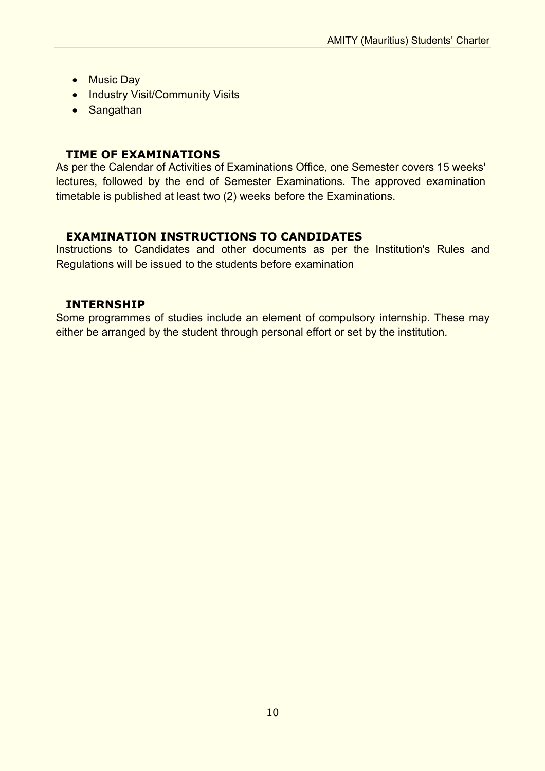- Music Day
- Industry Visit/Community Visits
- Sangathan

## TIME OF EXAMINATIONS

As per the Calendar of Activities of Examinations Office, one Semester covers 15 weeks' lectures, followed by the end of Semester Examinations. The approved examination timetable is published at least two (2) weeks before the Examinations.

## EXAMINATION INSTRUCTIONS TO CANDIDATES

Instructions to Candidates and other documents as per the Institution's Rules and Regulations will be issued to the students before examination

## INTERNSHIP

Some programmes of studies include an element of compulsory internship. These may either be arranged by the student through personal effort or set by the institution.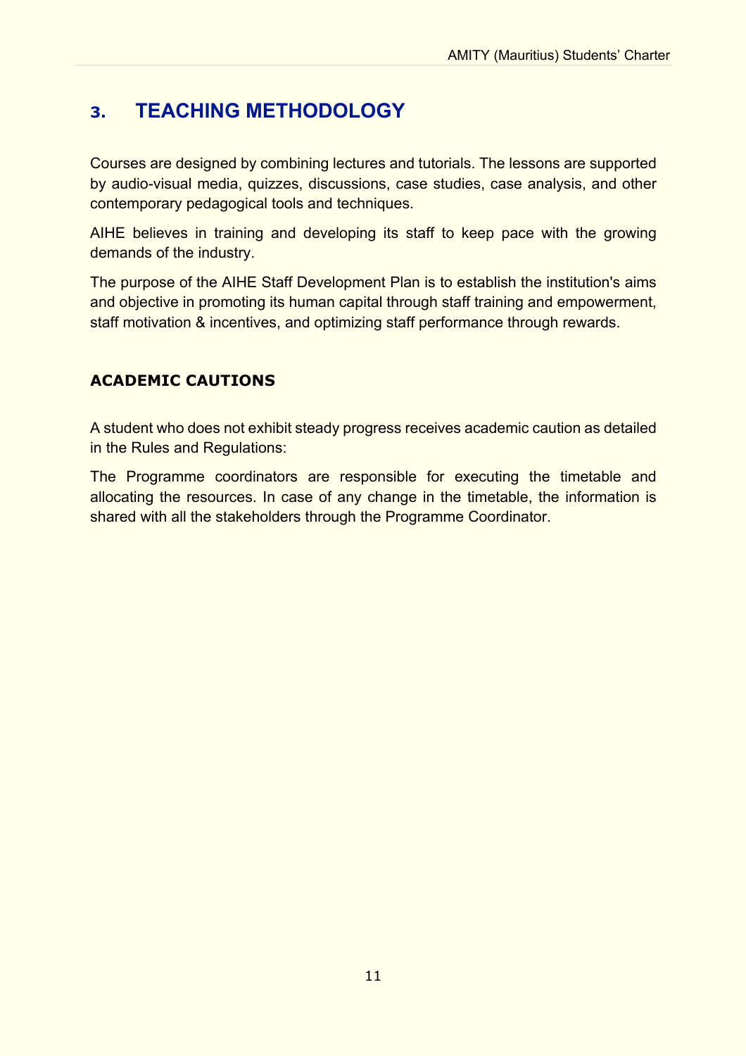## 3. TEACHING METHODOLOGY

Courses are designed by combining lectures and tutorials. The lessons are supported by audio-visual media, quizzes, discussions, case studies, case analysis, and other contemporary pedagogical tools and techniques.

AIHE believes in training and developing its staff to keep pace with the growing demands of the industry.

The purpose of the AIHE Staff Development Plan is to establish the institution's aims and objective in promoting its human capital through staff training and empowerment, staff motivation & incentives, and optimizing staff performance through rewards.

### ACADEMIC CAUTIONS

A student who does not exhibit steady progress receives academic caution as detailed in the Rules and Regulations:

The Programme coordinators are responsible for executing the timetable and allocating the resources. In case of any change in the timetable, the information is shared with all the stakeholders through the Programme Coordinator.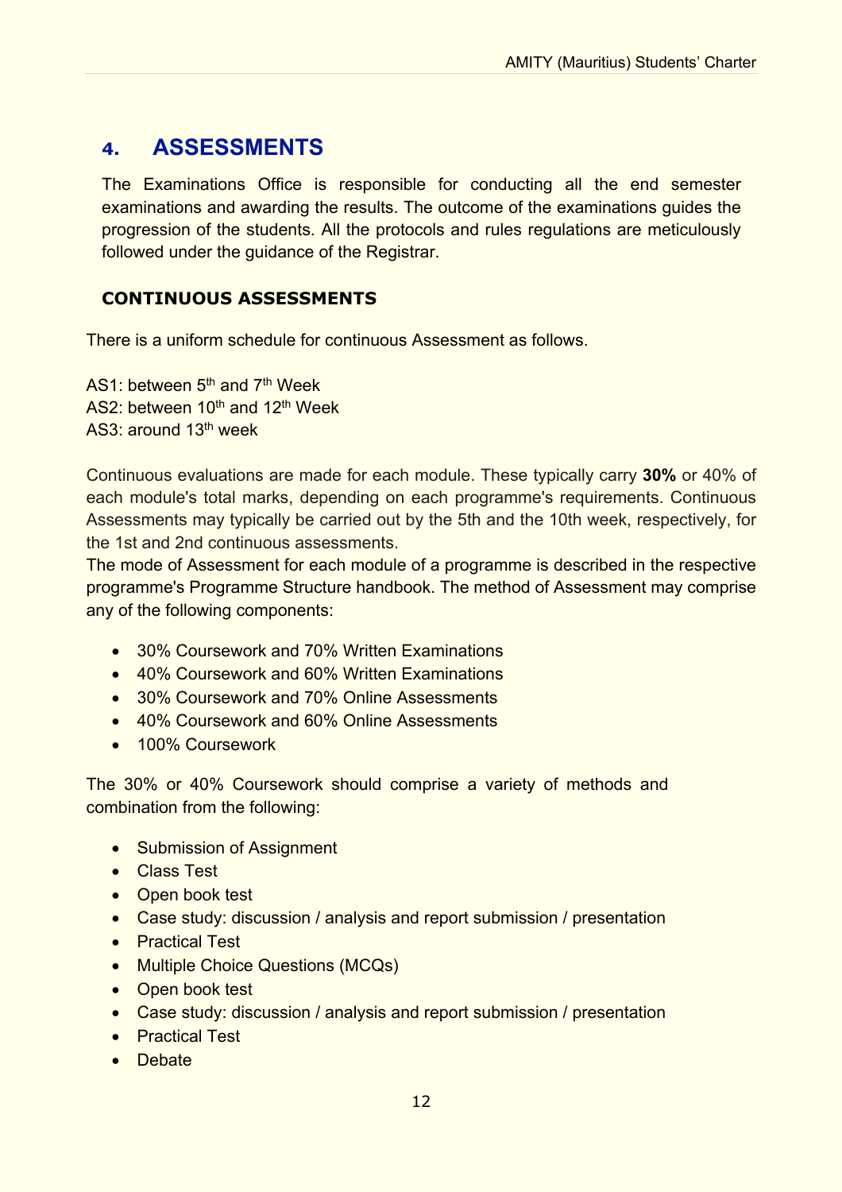## 4. ASSESSMENTS

The Examinations Office is responsible for conducting all the end semester examinations and awarding the results. The outcome of the examinations guides the progression of the students. All the protocols and rules regulations are meticulously followed under the guidance of the Registrar.

### CONTINUOUS ASSESSMENTS

There is a uniform schedule for continuous Assessment as follows.

AS1: between 5th and 7th Week
AS2: between 10th and 12th Week
AS3: around 13th week

Continuous evaluations are made for each module. These typically carry **30%** or 40% of each module's total marks, depending on each programme's requirements. Continuous Assessments may typically be carried out by the 5th and the 10th week, respectively, for the 1st and 2nd continuous assessments.

The mode of Assessment for each module of a programme is described in the respective programme's Programme Structure handbook. The method of Assessment may comprise any of the following components:

- 30% Coursework and 70% Written Examinations
- 40% Coursework and 60% Written Examinations
- 30% Coursework and 70% Online Assessments
- 40% Coursework and 60% Online Assessments
- 100% Coursework

The 30% or 40% Coursework should comprise a variety of methods and combination from the following:

- Submission of Assignment
- Class Test
- Open book test
- Case study: discussion / analysis and report submission / presentation
- Practical Test
- Multiple Choice Questions (MCQs)
- Open book test
- Case study: discussion / analysis and report submission / presentation
- Practical Test
- Debate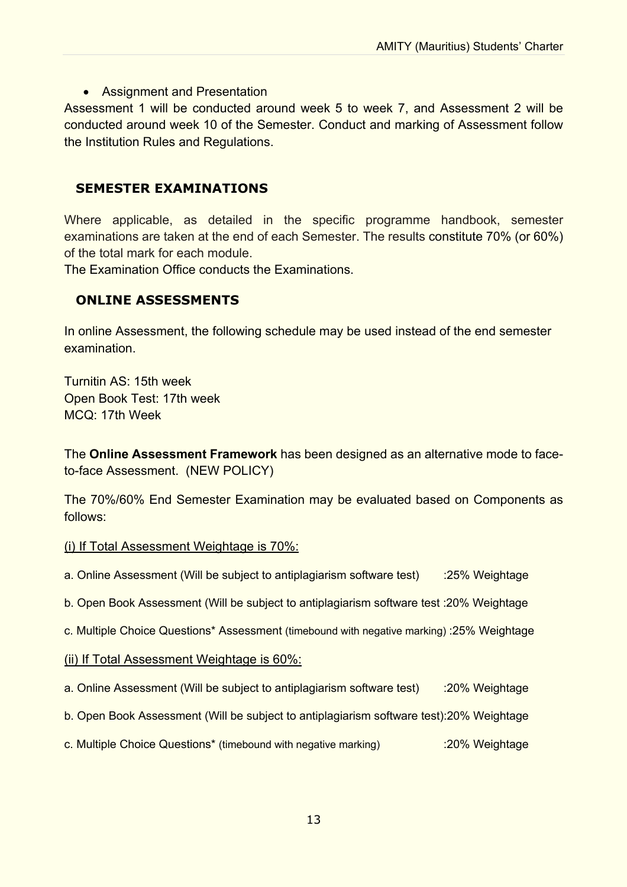- Assignment and Presentation

Assessment 1 will be conducted around week 5 to week 7, and Assessment 2 will be conducted around week 10 of the Semester. Conduct and marking of Assessment follow the Institution Rules and Regulations.

## SEMESTER EXAMINATIONS

Where applicable, as detailed in the specific programme handbook, semester examinations are taken at the end of each Semester. The results constitute 70% (or 60%) of the total mark for each module.

The Examination Office conducts the Examinations.

## ONLINE ASSESSMENTS

In online Assessment, the following schedule may be used instead of the end semester examination.

Turnitin AS: 15th week
Open Book Test: 17th week
MCQ: 17th Week

The **Online Assessment Framework** has been designed as an alternative mode to face-to-face Assessment. (NEW POLICY)

The 70%/60% End Semester Examination may be evaluated based on Components as follows:

(i) If Total Assessment Weightage is 70%:

a. Online Assessment (Will be subject to antiplagiarism software test) :25% Weightage

b. Open Book Assessment (Will be subject to antiplagiarism software test :20% Weightage

c. Multiple Choice Questions* Assessment (timebound with negative marking) :25% Weightage

(ii) If Total Assessment Weightage is 60%:

a. Online Assessment (Will be subject to antiplagiarism software test) :20% Weightage

b. Open Book Assessment (Will be subject to antiplagiarism software test):20% Weightage

c. Multiple Choice Questions* (timebound with negative marking) :20% Weightage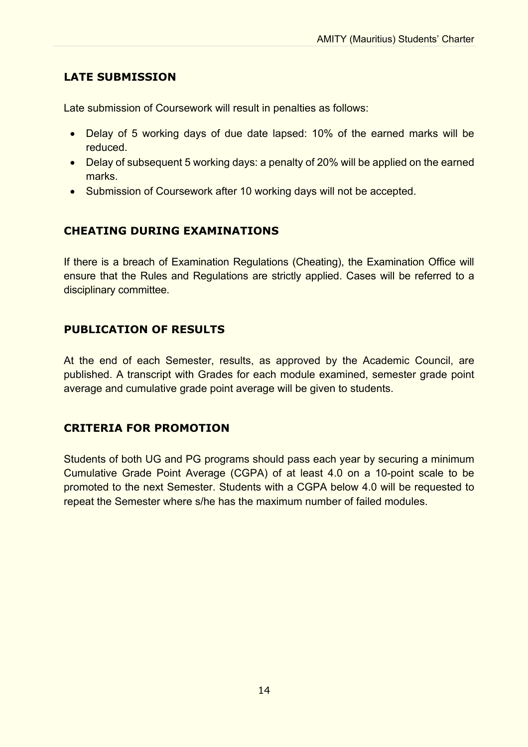## LATE SUBMISSION

Late submission of Coursework will result in penalties as follows:

- Delay of 5 working days of due date lapsed: 10% of the earned marks will be reduced.
- Delay of subsequent 5 working days: a penalty of 20% will be applied on the earned marks.
- Submission of Coursework after 10 working days will not be accepted.

## CHEATING DURING EXAMINATIONS

If there is a breach of Examination Regulations (Cheating), the Examination Office will ensure that the Rules and Regulations are strictly applied. Cases will be referred to a disciplinary committee.

## PUBLICATION OF RESULTS

At the end of each Semester, results, as approved by the Academic Council, are published. A transcript with Grades for each module examined, semester grade point average and cumulative grade point average will be given to students.

## CRITERIA FOR PROMOTION

Students of both UG and PG programs should pass each year by securing a minimum Cumulative Grade Point Average (CGPA) of at least 4.0 on a 10-point scale to be promoted to the next Semester. Students with a CGPA below 4.0 will be requested to repeat the Semester where s/he has the maximum number of failed modules.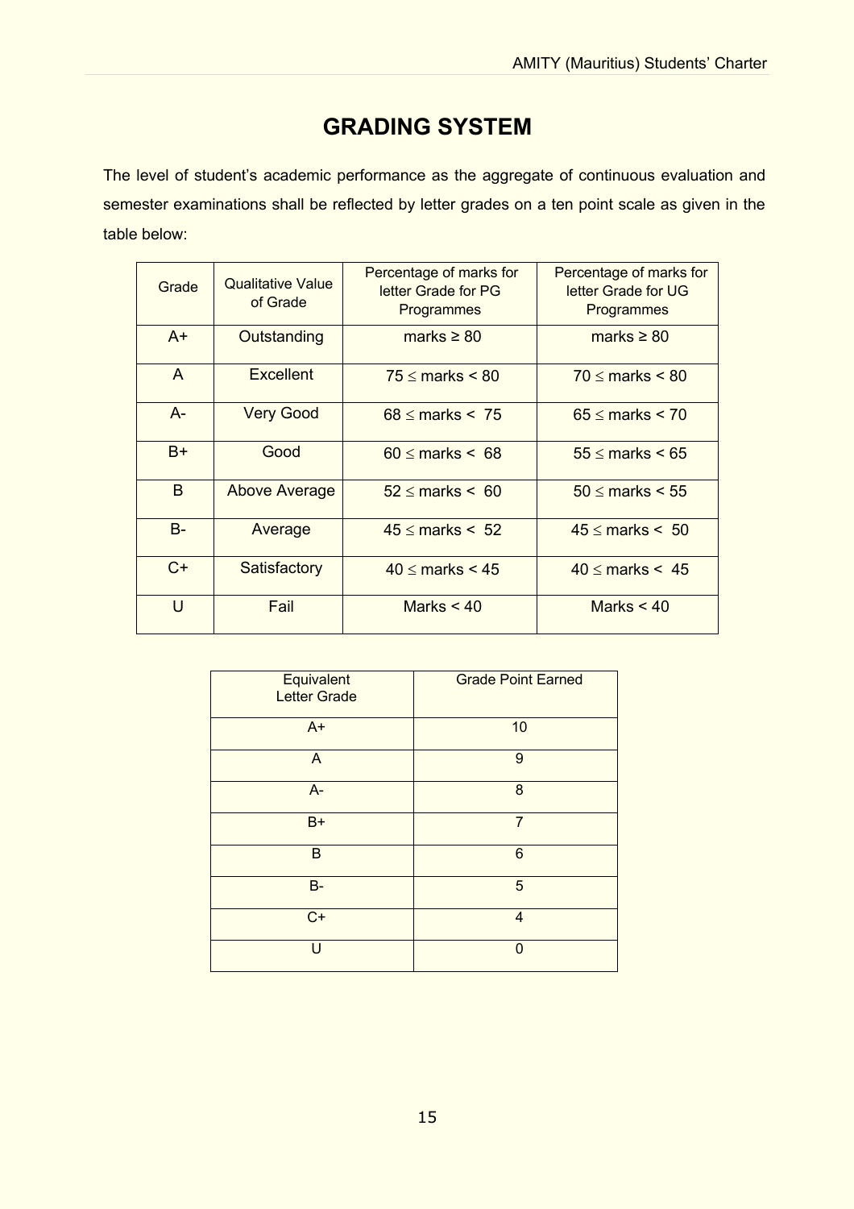# GRADING SYSTEM

The level of student's academic performance as the aggregate of continuous evaluation and semester examinations shall be reflected by letter grades on a ten point scale as given in the table below:

| Grade | Qualitative Value of Grade | Percentage of marks for letter Grade for PG Programmes | Percentage of marks for letter Grade for UG Programmes |
|---|---|---|---|
| A+ | Outstanding | marks ≥ 80 | marks ≥ 80 |
| A | Excellent | 75 ≤ marks < 80 | 70 ≤ marks < 80 |
| A- | Very Good | 68 ≤ marks < 75 | 65 ≤ marks < 70 |
| B+ | Good | 60 ≤ marks < 68 | 55 ≤ marks < 65 |
| B | Above Average | 52 ≤ marks < 60 | 50 ≤ marks < 55 |
| B- | Average | 45 ≤ marks < 52 | 45 ≤ marks < 50 |
| C+ | Satisfactory | 40 ≤ marks < 45 | 40 ≤ marks < 45 |
| U | Fail | Marks < 40 | Marks < 40 |

| Equivalent Letter Grade | Grade Point Earned |
|---|---|
| A+ | 10 |
| A | 9 |
| A- | 8 |
| B+ | 7 |
| B | 6 |
| B- | 5 |
| C+ | 4 |
| U | 0 |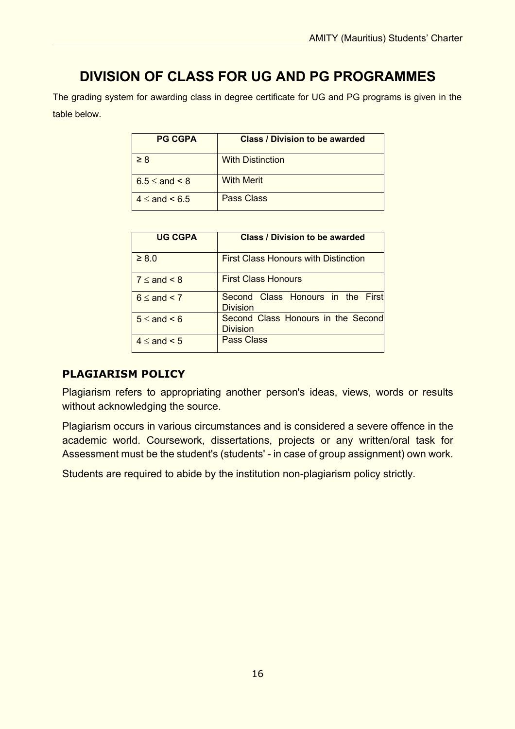# DIVISION OF CLASS FOR UG AND PG PROGRAMMES

The grading system for awarding class in degree certificate for UG and PG programs is given in the table below.

| PG CGPA | Class / Division to be awarded |
|---|---|
| ≥ 8 | With Distinction |
| 6.5 ≤ and < 8 | With Merit |
| 4 ≤ and < 6.5 | Pass Class |

| UG CGPA | Class / Division to be awarded |
|---|---|
| ≥ 8.0 | First Class Honours with Distinction |
| 7 ≤ and < 8 | First Class Honours |
| 6 ≤ and < 7 | Second Class Honours in the First Division |
| 5 ≤ and < 6 | Second Class Honours in the Second Division |
| 4 ≤ and < 5 | Pass Class |

## PLAGIARISM POLICY

Plagiarism refers to appropriating another person's ideas, views, words or results without acknowledging the source.

Plagiarism occurs in various circumstances and is considered a severe offence in the academic world. Coursework, dissertations, projects or any written/oral task for Assessment must be the student's (students' - in case of group assignment) own work.

Students are required to abide by the institution non-plagiarism policy strictly.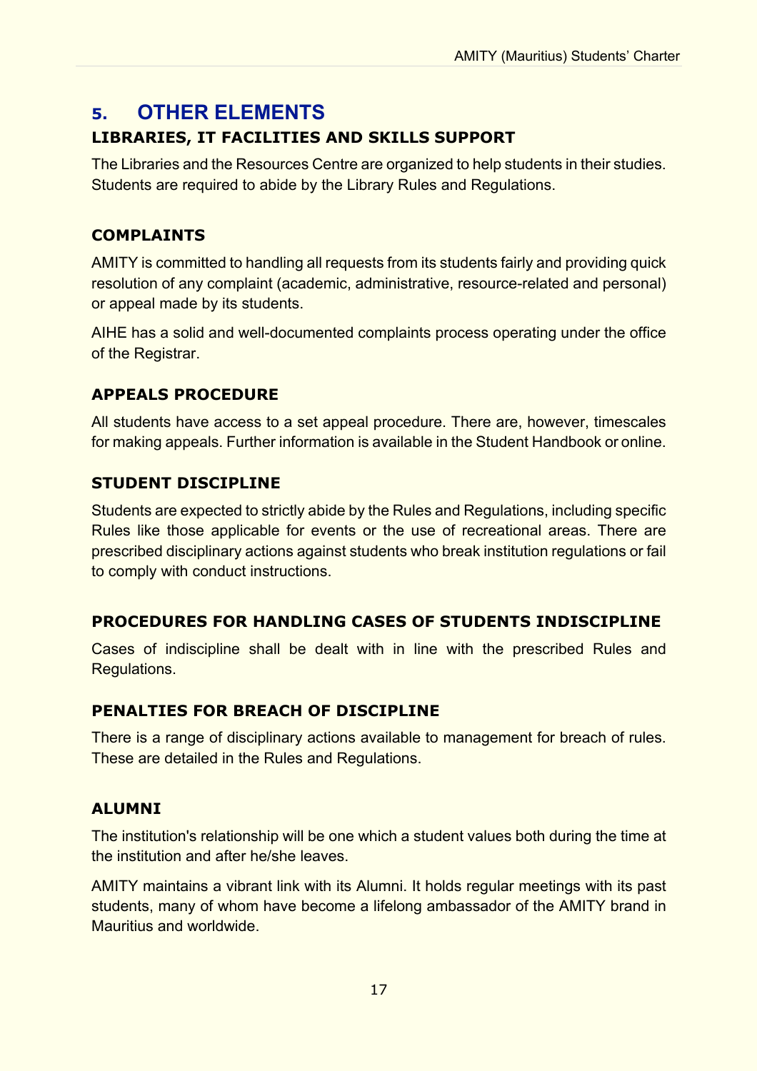## 5. OTHER ELEMENTS

### LIBRARIES, IT FACILITIES AND SKILLS SUPPORT

The Libraries and the Resources Centre are organized to help students in their studies. Students are required to abide by the Library Rules and Regulations.

### COMPLAINTS

AMITY is committed to handling all requests from its students fairly and providing quick resolution of any complaint (academic, administrative, resource-related and personal) or appeal made by its students.

AIHE has a solid and well-documented complaints process operating under the office of the Registrar.

### APPEALS PROCEDURE

All students have access to a set appeal procedure. There are, however, timescales for making appeals. Further information is available in the Student Handbook or online.

### STUDENT DISCIPLINE

Students are expected to strictly abide by the Rules and Regulations, including specific Rules like those applicable for events or the use of recreational areas. There are prescribed disciplinary actions against students who break institution regulations or fail to comply with conduct instructions.

### PROCEDURES FOR HANDLING CASES OF STUDENTS INDISCIPLINE

Cases of indiscipline shall be dealt with in line with the prescribed Rules and Regulations.

### PENALTIES FOR BREACH OF DISCIPLINE

There is a range of disciplinary actions available to management for breach of rules. These are detailed in the Rules and Regulations.

### ALUMNI

The institution's relationship will be one which a student values both during the time at the institution and after he/she leaves.

AMITY maintains a vibrant link with its Alumni. It holds regular meetings with its past students, many of whom have become a lifelong ambassador of the AMITY brand in Mauritius and worldwide.